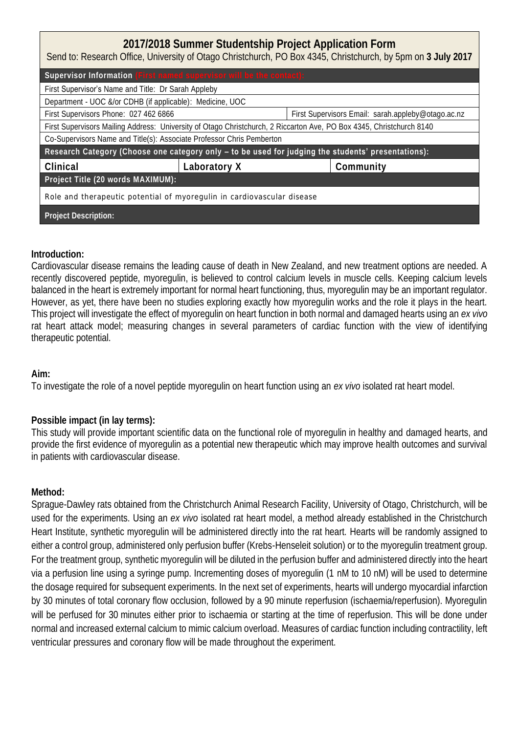## 2017/2018 Summer Studentship Project Application Form

Send to: Research Office, University of Otago Christchurch, PO Box 4345, Christchurch, by 5pm on **3 July 2017**

| **Supervisor Information** (First named supervisor will be the contact): | | |
|---|---|---|
| First Supervisor's Name and Title: Dr Sarah Appleby | | |
| Department - UOC &/or CDHB (if applicable): Medicine, UOC | | |
| First Supervisors Phone: 027 462 6866 | | First Supervisors Email: sarah.appleby@otago.ac.nz |
| First Supervisors Mailing Address: University of Otago Christchurch, 2 Riccarton Ave, PO Box 4345, Christchurch 8140 | | |
| Co-Supervisors Name and Title(s): Associate Professor Chris Pemberton | | |
| **Research Category (Choose one category only – to be used for judging the students' presentations):** | | |
| Clinical | Laboratory X | Community |
| **Project Title (20 words MAXIMUM):** | | |
| Role and therapeutic potential of myoregulin in cardiovascular disease | | |
| **Project Description:** | | |

**Introduction:**

Cardiovascular disease remains the leading cause of death in New Zealand, and new treatment options are needed. A recently discovered peptide, myoregulin, is believed to control calcium levels in muscle cells. Keeping calcium levels balanced in the heart is extremely important for normal heart functioning, thus, myoregulin may be an important regulator. However, as yet, there have been no studies exploring exactly how myoregulin works and the role it plays in the heart. This project will investigate the effect of myoregulin on heart function in both normal and damaged hearts using an *ex vivo* rat heart attack model; measuring changes in several parameters of cardiac function with the view of identifying therapeutic potential.

**Aim:**

To investigate the role of a novel peptide myoregulin on heart function using an *ex vivo* isolated rat heart model.

**Possible impact (in lay terms):**

This study will provide important scientific data on the functional role of myoregulin in healthy and damaged hearts, and provide the first evidence of myoregulin as a potential new therapeutic which may improve health outcomes and survival in patients with cardiovascular disease.

**Method:**

Sprague-Dawley rats obtained from the Christchurch Animal Research Facility, University of Otago, Christchurch, will be used for the experiments. Using an *ex vivo* isolated rat heart model, a method already established in the Christchurch Heart Institute, synthetic myoregulin will be administered directly into the rat heart. Hearts will be randomly assigned to either a control group, administered only perfusion buffer (Krebs-Henseleit solution) or to the myoregulin treatment group. For the treatment group, synthetic myoregulin will be diluted in the perfusion buffer and administered directly into the heart via a perfusion line using a syringe pump. Incrementing doses of myoregulin (1 nM to 10 nM) will be used to determine the dosage required for subsequent experiments. In the next set of experiments, hearts will undergo myocardial infarction by 30 minutes of total coronary flow occlusion, followed by a 90 minute reperfusion (ischaemia/reperfusion). Myoregulin will be perfused for 30 minutes either prior to ischaemia or starting at the time of reperfusion. This will be done under normal and increased external calcium to mimic calcium overload. Measures of cardiac function including contractility, left ventricular pressures and coronary flow will be made throughout the experiment.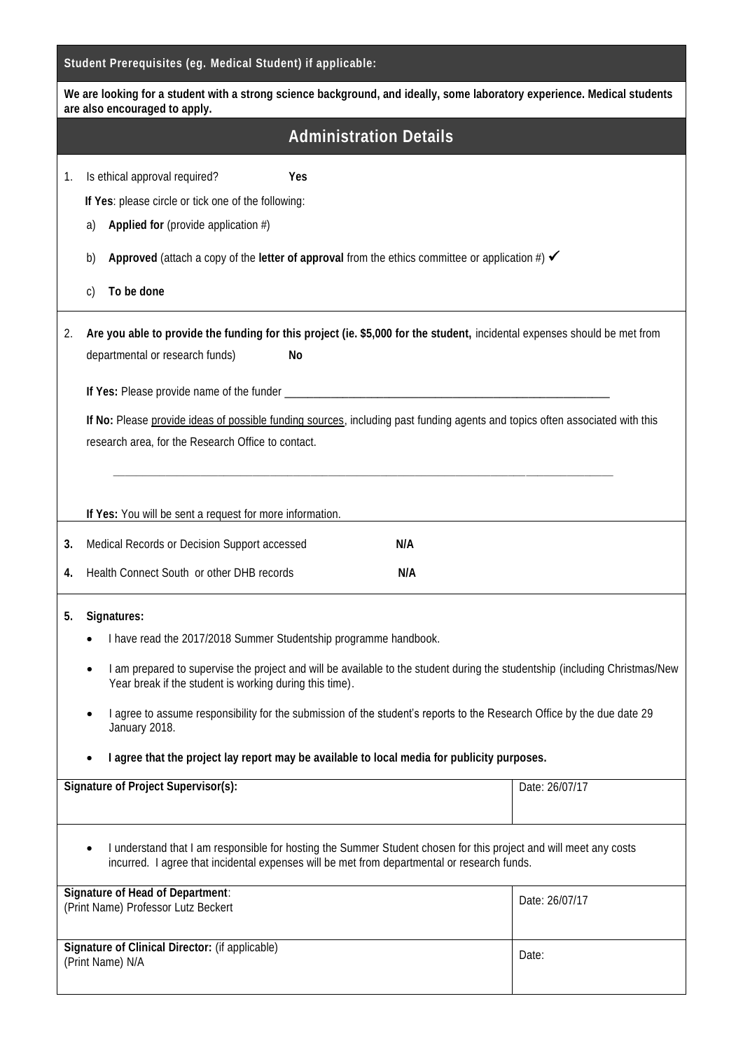**Student Prerequisites (eg. Medical Student) if applicable:**

**We are looking for a student with a strong science background, and ideally, some laboratory experience. Medical students are also encouraged to apply.**

## Administration Details

1. Is ethical approval required? **Yes**

   **If Yes**: please circle or tick one of the following:

   a) **Applied for** (provide application #)

   b) **Approved** (attach a copy of the **letter of approval** from the ethics committee or application #) ✓

   c) **To be done**

2. **Are you able to provide the funding for this project (ie. $5,000 for the student,** incidental expenses should be met from departmental or research funds) **No**

   **If Yes:** Please provide name of the funder ___________________________________________________________

   **If No:** Please provide ideas of possible funding sources, including past funding agents and topics often associated with this research area, for the Research Office to contact.

   ___________________________________________________________________________________

   **If Yes:** You will be sent a request for more information.

**3.** Medical Records or Decision Support accessed **N/A**

**4.** Health Connect South or other DHB records **N/A**

**5. Signatures:**

- I have read the 2017/2018 Summer Studentship programme handbook.
- I am prepared to supervise the project and will be available to the student during the studentship (including Christmas/New Year break if the student is working during this time).
- I agree to assume responsibility for the submission of the student's reports to the Research Office by the due date 29 January 2018.
- **I agree that the project lay report may be available to local media for publicity purposes.**

| | |
|---|---|
| **Signature of Project Supervisor(s):** | Date: 26/07/17 |

- I understand that I am responsible for hosting the Summer Student chosen for this project and will meet any costs incurred. I agree that incidental expenses will be met from departmental or research funds.

| | |
|---|---|
| **Signature of Head of Department**:<br>(Print Name) Professor Lutz Beckert | Date: 26/07/17 |
| **Signature of Clinical Director:** (if applicable)<br>(Print Name) N/A | Date: |